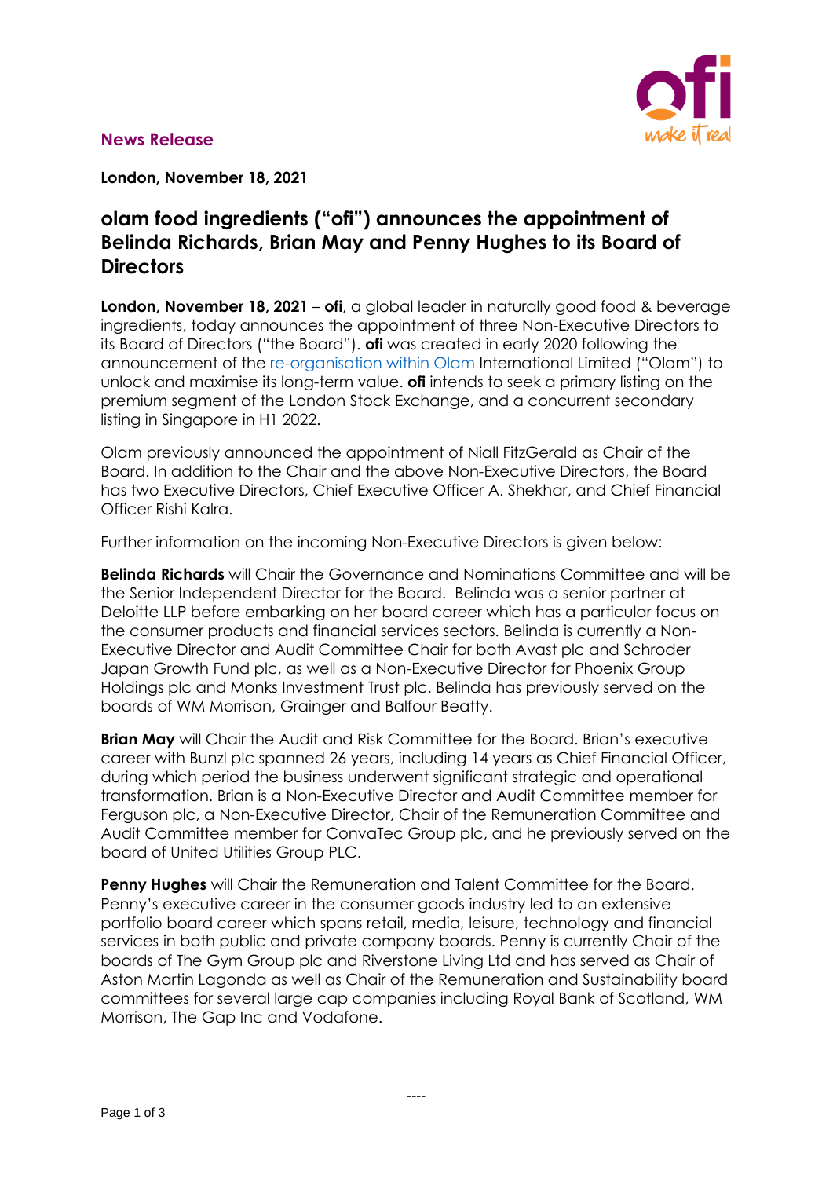**News Release**

**London, November 18, 2021**

# olam food ingredients ("ofi") announces the appointment of Belinda Richards, Brian May and Penny Hughes to its Board of Directors

**London, November 18, 2021** – **ofi**, a global leader in naturally good food & beverage ingredients, today announces the appointment of three Non-Executive Directors to its Board of Directors ("the Board"). **ofi** was created in early 2020 following the announcement of the re-organisation within Olam International Limited ("Olam") to unlock and maximise its long-term value. **ofi** intends to seek a primary listing on the premium segment of the London Stock Exchange, and a concurrent secondary listing in Singapore in H1 2022.

Olam previously announced the appointment of Niall FitzGerald as Chair of the Board. In addition to the Chair and the above Non-Executive Directors, the Board has two Executive Directors, Chief Executive Officer A. Shekhar, and Chief Financial Officer Rishi Kalra.

Further information on the incoming Non-Executive Directors is given below:

**Belinda Richards** will Chair the Governance and Nominations Committee and will be the Senior Independent Director for the Board. Belinda was a senior partner at Deloitte LLP before embarking on her board career which has a particular focus on the consumer products and financial services sectors. Belinda is currently a Non-Executive Director and Audit Committee Chair for both Avast plc and Schroder Japan Growth Fund plc, as well as a Non-Executive Director for Phoenix Group Holdings plc and Monks Investment Trust plc. Belinda has previously served on the boards of WM Morrison, Grainger and Balfour Beatty.

**Brian May** will Chair the Audit and Risk Committee for the Board. Brian's executive career with Bunzl plc spanned 26 years, including 14 years as Chief Financial Officer, during which period the business underwent significant strategic and operational transformation. Brian is a Non-Executive Director and Audit Committee member for Ferguson plc, a Non-Executive Director, Chair of the Remuneration Committee and Audit Committee member for ConvaTec Group plc, and he previously served on the board of United Utilities Group PLC.

**Penny Hughes** will Chair the Remuneration and Talent Committee for the Board. Penny's executive career in the consumer goods industry led to an extensive portfolio board career which spans retail, media, leisure, technology and financial services in both public and private company boards. Penny is currently Chair of the boards of The Gym Group plc and Riverstone Living Ltd and has served as Chair of Aston Martin Lagonda as well as Chair of the Remuneration and Sustainability board committees for several large cap companies including Royal Bank of Scotland, WM Morrison, The Gap Inc and Vodafone.

----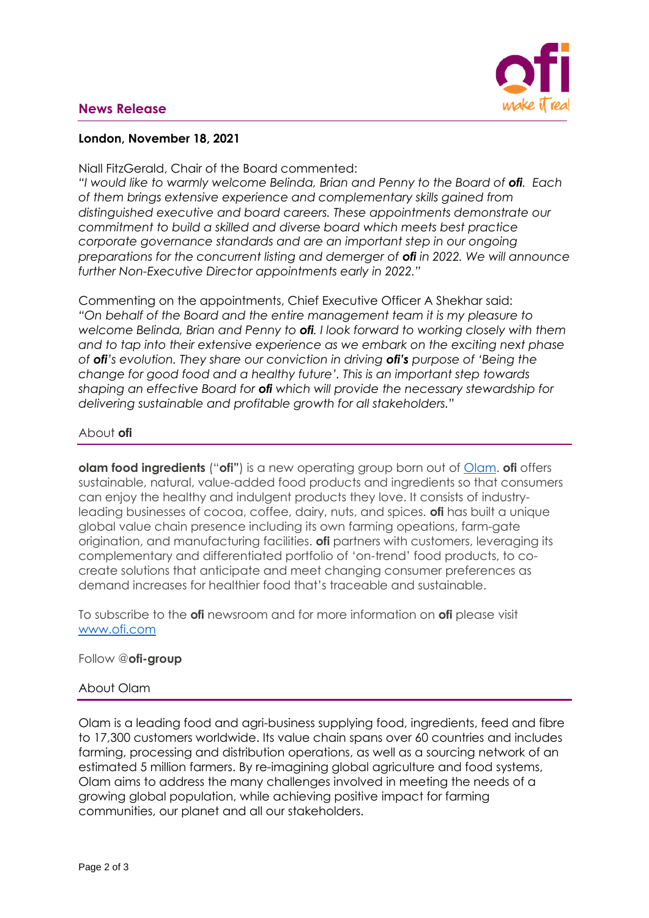## News Release

**London, November 18, 2021**

Niall FitzGerald, Chair of the Board commented:
*"I would like to warmly welcome Belinda, Brian and Penny to the Board of **ofi**. Each of them brings extensive experience and complementary skills gained from distinguished executive and board careers. These appointments demonstrate our commitment to build a skilled and diverse board which meets best practice corporate governance standards and are an important step in our ongoing preparations for the concurrent listing and demerger of **ofi** in 2022. We will announce further Non-Executive Director appointments early in 2022."*

Commenting on the appointments, Chief Executive Officer A Shekhar said:
*"On behalf of the Board and the entire management team it is my pleasure to welcome Belinda, Brian and Penny to **ofi**. I look forward to working closely with them and to tap into their extensive experience as we embark on the exciting next phase of **ofi**'s evolution. They share our conviction in driving **ofi's** purpose of 'Being the change for good food and a healthy future'. This is an important step towards shaping an effective Board for **ofi** which will provide the necessary stewardship for delivering sustainable and profitable growth for all stakeholders."*

### About **ofi**

**olam food ingredients** ("**ofi**") is a new operating group born out of [Olam](). **ofi** offers sustainable, natural, value-added food products and ingredients so that consumers can enjoy the healthy and indulgent products they love. It consists of industry-leading businesses of cocoa, coffee, dairy, nuts, and spices. **ofi** has built a unique global value chain presence including its own farming opeations, farm-gate origination, and manufacturing facilities. **ofi** partners with customers, leveraging its complementary and differentiated portfolio of 'on-trend' food products, to co-create solutions that anticipate and meet changing consumer preferences as demand increases for healthier food that's traceable and sustainable.

To subscribe to the **ofi** newsroom and for more information on **ofi** please visit [www.ofi.com](www.ofi.com)

Follow @**ofi-group**

### About Olam

Olam is a leading food and agri-business supplying food, ingredients, feed and fibre to 17,300 customers worldwide. Its value chain spans over 60 countries and includes farming, processing and distribution operations, as well as a sourcing network of an estimated 5 million farmers. By re-imagining global agriculture and food systems, Olam aims to address the many challenges involved in meeting the needs of a growing global population, while achieving positive impact for farming communities, our planet and all our stakeholders.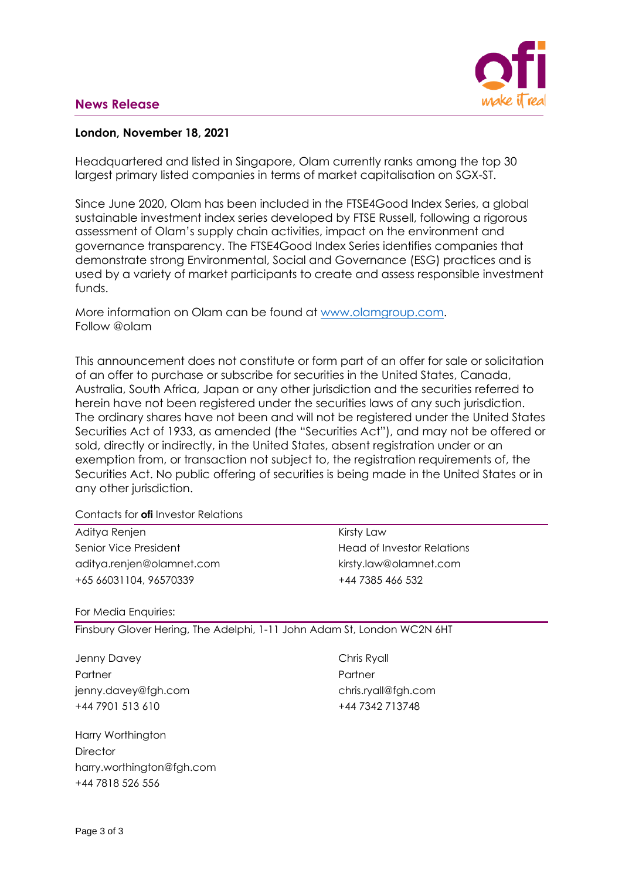## News Release

**London, November 18, 2021**

Headquartered and listed in Singapore, Olam currently ranks among the top 30 largest primary listed companies in terms of market capitalisation on SGX-ST.

Since June 2020, Olam has been included in the FTSE4Good Index Series, a global sustainable investment index series developed by FTSE Russell, following a rigorous assessment of Olam's supply chain activities, impact on the environment and governance transparency. The FTSE4Good Index Series identifies companies that demonstrate strong Environmental, Social and Governance (ESG) practices and is used by a variety of market participants to create and assess responsible investment funds.

More information on Olam can be found at [www.olamgroup.com](http://www.olamgroup.com).
Follow @olam

This announcement does not constitute or form part of an offer for sale or solicitation of an offer to purchase or subscribe for securities in the United States, Canada, Australia, South Africa, Japan or any other jurisdiction and the securities referred to herein have not been registered under the securities laws of any such jurisdiction. The ordinary shares have not been and will not be registered under the United States Securities Act of 1933, as amended (the "Securities Act"), and may not be offered or sold, directly or indirectly, in the United States, absent registration under or an exemption from, or transaction not subject to, the registration requirements of, the Securities Act. No public offering of securities is being made in the United States or in any other jurisdiction.

Contacts for **ofi** Investor Relations

| | |
|---|---|
| Aditya Renjen | Kirsty Law |
| Senior Vice President | Head of Investor Relations |
| aditya.renjen@olamnet.com | kirsty.law@olamnet.com |
| +65 66031104, 96570339 | +44 7385 466 532 |

For Media Enquiries:

Finsbury Glover Hering, The Adelphi, 1-11 John Adam St, London WC2N 6HT

| | |
|---|---|
| Jenny Davey | Chris Ryall |
| Partner | Partner |
| jenny.davey@fgh.com | chris.ryall@fgh.com |
| +44 7901 513 610 | +44 7342 713748 |

Harry Worthington
Director
harry.worthington@fgh.com
+44 7818 526 556